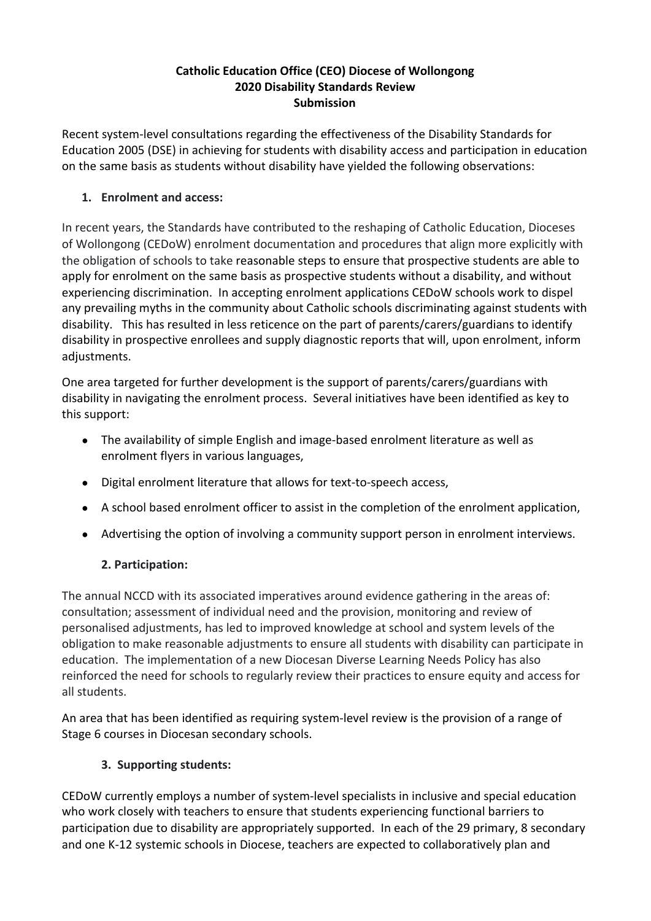**Catholic Education Office (CEO) Diocese of Wollongong**
**2020 Disability Standards Review**
**Submission**

Recent system-level consultations regarding the effectiveness of the Disability Standards for Education 2005 (DSE) in achieving for students with disability access and participation in education on the same basis as students without disability have yielded the following observations:

1. **Enrolment and access:**

In recent years, the Standards have contributed to the reshaping of Catholic Education, Dioceses of Wollongong (CEDoW) enrolment documentation and procedures that align more explicitly with the obligation of schools to take reasonable steps to ensure that prospective students are able to apply for enrolment on the same basis as prospective students without a disability, and without experiencing discrimination. In accepting enrolment applications CEDoW schools work to dispel any prevailing myths in the community about Catholic schools discriminating against students with disability. This has resulted in less reticence on the part of parents/carers/guardians to identify disability in prospective enrollees and supply diagnostic reports that will, upon enrolment, inform adjustments.

One area targeted for further development is the support of parents/carers/guardians with disability in navigating the enrolment process. Several initiatives have been identified as key to this support:

- The availability of simple English and image-based enrolment literature as well as enrolment flyers in various languages,
- Digital enrolment literature that allows for text-to-speech access,
- A school based enrolment officer to assist in the completion of the enrolment application,
- Advertising the option of involving a community support person in enrolment interviews.

2. **Participation:**

The annual NCCD with its associated imperatives around evidence gathering in the areas of: consultation; assessment of individual need and the provision, monitoring and review of personalised adjustments, has led to improved knowledge at school and system levels of the obligation to make reasonable adjustments to ensure all students with disability can participate in education. The implementation of a new Diocesan Diverse Learning Needs Policy has also reinforced the need for schools to regularly review their practices to ensure equity and access for all students.

An area that has been identified as requiring system-level review is the provision of a range of Stage 6 courses in Diocesan secondary schools.

3. **Supporting students:**

CEDoW currently employs a number of system-level specialists in inclusive and special education who work closely with teachers to ensure that students experiencing functional barriers to participation due to disability are appropriately supported. In each of the 29 primary, 8 secondary and one K-12 systemic schools in Diocese, teachers are expected to collaboratively plan and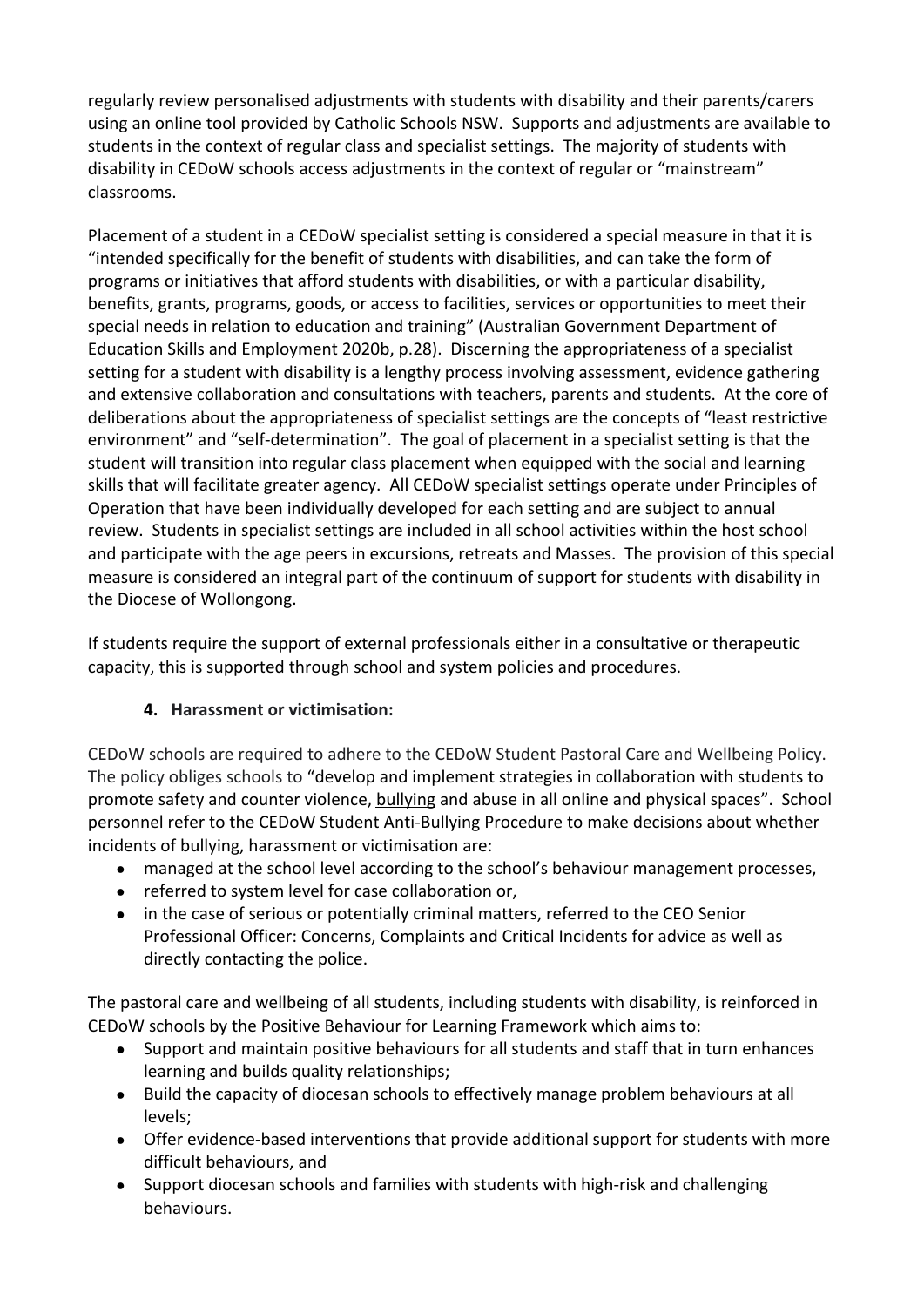regularly review personalised adjustments with students with disability and their parents/carers using an online tool provided by Catholic Schools NSW. Supports and adjustments are available to students in the context of regular class and specialist settings. The majority of students with disability in CEDoW schools access adjustments in the context of regular or "mainstream" classrooms.

Placement of a student in a CEDoW specialist setting is considered a special measure in that it is "intended specifically for the benefit of students with disabilities, and can take the form of programs or initiatives that afford students with disabilities, or with a particular disability, benefits, grants, programs, goods, or access to facilities, services or opportunities to meet their special needs in relation to education and training" (Australian Government Department of Education Skills and Employment 2020b, p.28). Discerning the appropriateness of a specialist setting for a student with disability is a lengthy process involving assessment, evidence gathering and extensive collaboration and consultations with teachers, parents and students. At the core of deliberations about the appropriateness of specialist settings are the concepts of "least restrictive environment" and "self-determination". The goal of placement in a specialist setting is that the student will transition into regular class placement when equipped with the social and learning skills that will facilitate greater agency. All CEDoW specialist settings operate under Principles of Operation that have been individually developed for each setting and are subject to annual review. Students in specialist settings are included in all school activities within the host school and participate with the age peers in excursions, retreats and Masses. The provision of this special measure is considered an integral part of the continuum of support for students with disability in the Diocese of Wollongong.

If students require the support of external professionals either in a consultative or therapeutic capacity, this is supported through school and system policies and procedures.

### 4. Harassment or victimisation:

CEDoW schools are required to adhere to the CEDoW Student Pastoral Care and Wellbeing Policy. The policy obliges schools to "develop and implement strategies in collaboration with students to promote safety and counter violence, bullying and abuse in all online and physical spaces". School personnel refer to the CEDoW Student Anti-Bullying Procedure to make decisions about whether incidents of bullying, harassment or victimisation are:

- managed at the school level according to the school's behaviour management processes,
- referred to system level for case collaboration or,
- in the case of serious or potentially criminal matters, referred to the CEO Senior Professional Officer: Concerns, Complaints and Critical Incidents for advice as well as directly contacting the police.

The pastoral care and wellbeing of all students, including students with disability, is reinforced in CEDoW schools by the Positive Behaviour for Learning Framework which aims to:

- Support and maintain positive behaviours for all students and staff that in turn enhances learning and builds quality relationships;
- Build the capacity of diocesan schools to effectively manage problem behaviours at all levels;
- Offer evidence-based interventions that provide additional support for students with more difficult behaviours, and
- Support diocesan schools and families with students with high-risk and challenging behaviours.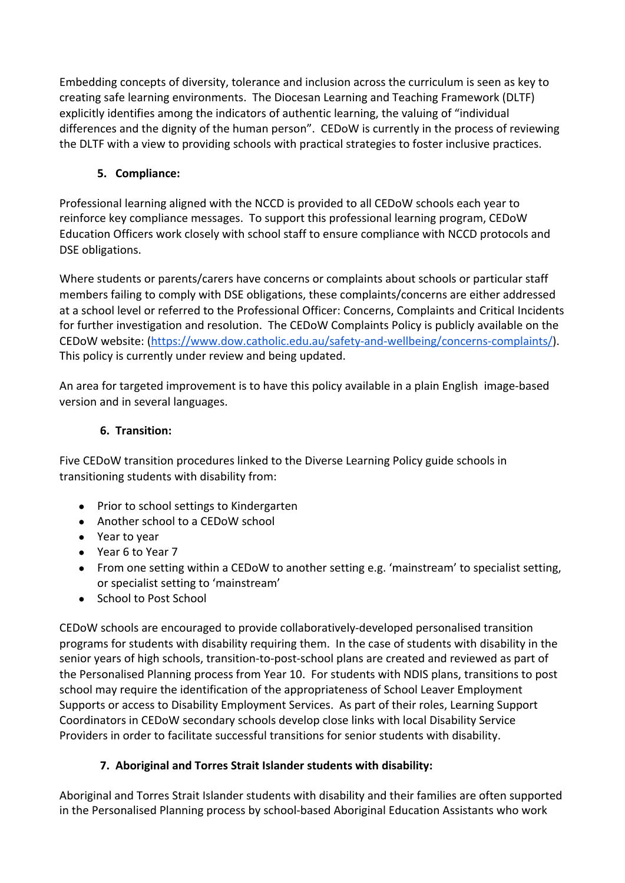Embedding concepts of diversity, tolerance and inclusion across the curriculum is seen as key to creating safe learning environments. The Diocesan Learning and Teaching Framework (DLTF) explicitly identifies among the indicators of authentic learning, the valuing of "individual differences and the dignity of the human person". CEDoW is currently in the process of reviewing the DLTF with a view to providing schools with practical strategies to foster inclusive practices.

5. **Compliance:**

Professional learning aligned with the NCCD is provided to all CEDoW schools each year to reinforce key compliance messages. To support this professional learning program, CEDoW Education Officers work closely with school staff to ensure compliance with NCCD protocols and DSE obligations.

Where students or parents/carers have concerns or complaints about schools or particular staff members failing to comply with DSE obligations, these complaints/concerns are either addressed at a school level or referred to the Professional Officer: Concerns, Complaints and Critical Incidents for further investigation and resolution. The CEDoW Complaints Policy is publicly available on the CEDoW website: ([https://www.dow.catholic.edu.au/safety-and-wellbeing/concerns-complaints/](https://www.dow.catholic.edu.au/safety-and-wellbeing/concerns-complaints/)). This policy is currently under review and being updated.

An area for targeted improvement is to have this policy available in a plain English image-based version and in several languages.

6. **Transition:**

Five CEDoW transition procedures linked to the Diverse Learning Policy guide schools in transitioning students with disability from:

- Prior to school settings to Kindergarten
- Another school to a CEDoW school
- Year to year
- Year 6 to Year 7
- From one setting within a CEDoW to another setting e.g. 'mainstream' to specialist setting, or specialist setting to 'mainstream'
- School to Post School

CEDoW schools are encouraged to provide collaboratively-developed personalised transition programs for students with disability requiring them. In the case of students with disability in the senior years of high schools, transition-to-post-school plans are created and reviewed as part of the Personalised Planning process from Year 10. For students with NDIS plans, transitions to post school may require the identification of the appropriateness of School Leaver Employment Supports or access to Disability Employment Services. As part of their roles, Learning Support Coordinators in CEDoW secondary schools develop close links with local Disability Service Providers in order to facilitate successful transitions for senior students with disability.

7. **Aboriginal and Torres Strait Islander students with disability:**

Aboriginal and Torres Strait Islander students with disability and their families are often supported in the Personalised Planning process by school-based Aboriginal Education Assistants who work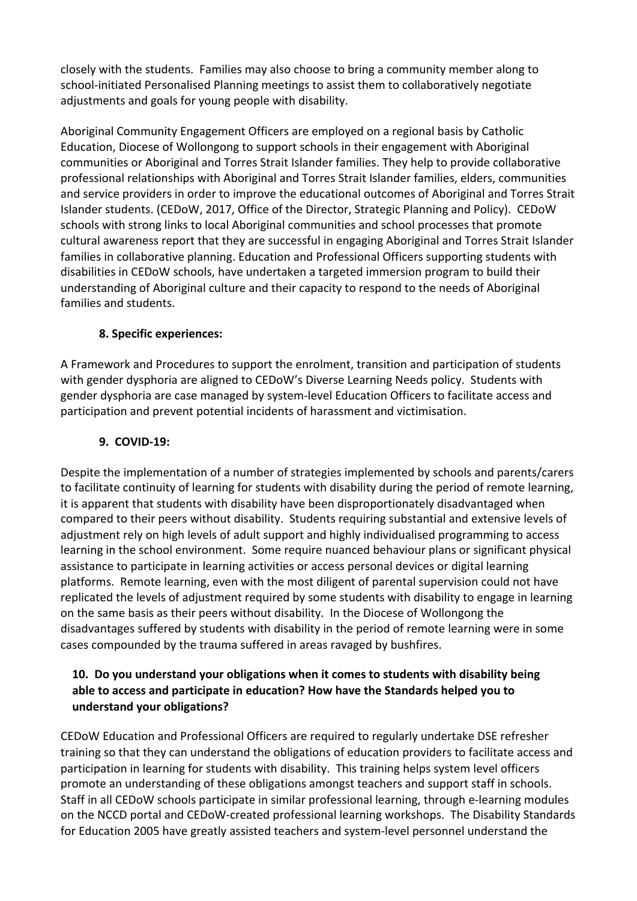closely with the students. Families may also choose to bring a community member along to school-initiated Personalised Planning meetings to assist them to collaboratively negotiate adjustments and goals for young people with disability.

Aboriginal Community Engagement Officers are employed on a regional basis by Catholic Education, Diocese of Wollongong to support schools in their engagement with Aboriginal communities or Aboriginal and Torres Strait Islander families. They help to provide collaborative professional relationships with Aboriginal and Torres Strait Islander families, elders, communities and service providers in order to improve the educational outcomes of Aboriginal and Torres Strait Islander students. (CEDoW, 2017, Office of the Director, Strategic Planning and Policy). CEDoW schools with strong links to local Aboriginal communities and school processes that promote cultural awareness report that they are successful in engaging Aboriginal and Torres Strait Islander families in collaborative planning. Education and Professional Officers supporting students with disabilities in CEDoW schools, have undertaken a targeted immersion program to build their understanding of Aboriginal culture and their capacity to respond to the needs of Aboriginal families and students.

**8. Specific experiences:**

A Framework and Procedures to support the enrolment, transition and participation of students with gender dysphoria are aligned to CEDoW's Diverse Learning Needs policy. Students with gender dysphoria are case managed by system-level Education Officers to facilitate access and participation and prevent potential incidents of harassment and victimisation.

**9. COVID-19:**

Despite the implementation of a number of strategies implemented by schools and parents/carers to facilitate continuity of learning for students with disability during the period of remote learning, it is apparent that students with disability have been disproportionately disadvantaged when compared to their peers without disability. Students requiring substantial and extensive levels of adjustment rely on high levels of adult support and highly individualised programming to access learning in the school environment. Some require nuanced behaviour plans or significant physical assistance to participate in learning activities or access personal devices or digital learning platforms. Remote learning, even with the most diligent of parental supervision could not have replicated the levels of adjustment required by some students with disability to engage in learning on the same basis as their peers without disability. In the Diocese of Wollongong the disadvantages suffered by students with disability in the period of remote learning were in some cases compounded by the trauma suffered in areas ravaged by bushfires.

**10. Do you understand your obligations when it comes to students with disability being able to access and participate in education? How have the Standards helped you to understand your obligations?**

CEDoW Education and Professional Officers are required to regularly undertake DSE refresher training so that they can understand the obligations of education providers to facilitate access and participation in learning for students with disability. This training helps system level officers promote an understanding of these obligations amongst teachers and support staff in schools. Staff in all CEDoW schools participate in similar professional learning, through e-learning modules on the NCCD portal and CEDoW-created professional learning workshops. The Disability Standards for Education 2005 have greatly assisted teachers and system-level personnel understand the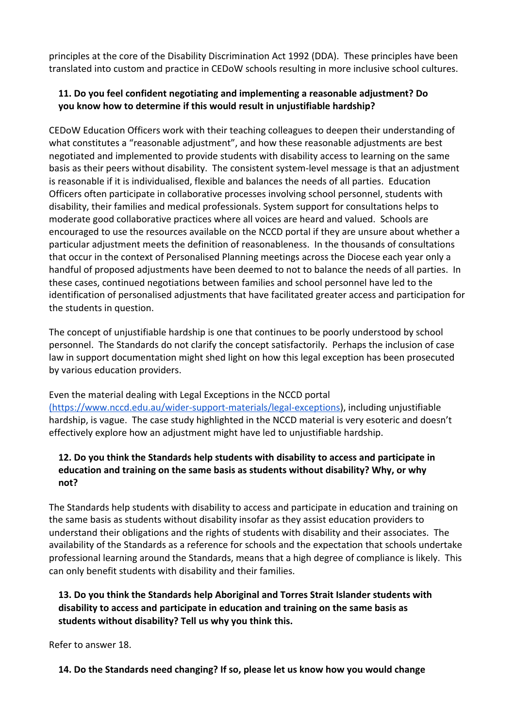principles at the core of the Disability Discrimination Act 1992 (DDA). These principles have been translated into custom and practice in CEDoW schools resulting in more inclusive school cultures.

**11. Do you feel confident negotiating and implementing a reasonable adjustment? Do you know how to determine if this would result in unjustifiable hardship?**

CEDoW Education Officers work with their teaching colleagues to deepen their understanding of what constitutes a "reasonable adjustment", and how these reasonable adjustments are best negotiated and implemented to provide students with disability access to learning on the same basis as their peers without disability. The consistent system-level message is that an adjustment is reasonable if it is individualised, flexible and balances the needs of all parties. Education Officers often participate in collaborative processes involving school personnel, students with disability, their families and medical professionals. System support for consultations helps to moderate good collaborative practices where all voices are heard and valued. Schools are encouraged to use the resources available on the NCCD portal if they are unsure about whether a particular adjustment meets the definition of reasonableness. In the thousands of consultations that occur in the context of Personalised Planning meetings across the Diocese each year only a handful of proposed adjustments have been deemed to not to balance the needs of all parties. In these cases, continued negotiations between families and school personnel have led to the identification of personalised adjustments that have facilitated greater access and participation for the students in question.

The concept of unjustifiable hardship is one that continues to be poorly understood by school personnel. The Standards do not clarify the concept satisfactorily. Perhaps the inclusion of case law in support documentation might shed light on how this legal exception has been prosecuted by various education providers.

Even the material dealing with Legal Exceptions in the NCCD portal ([https://www.nccd.edu.au/wider-support-materials/legal-exceptions](https://www.nccd.edu.au/wider-support-materials/legal-exceptions)), including unjustifiable hardship, is vague. The case study highlighted in the NCCD material is very esoteric and doesn't effectively explore how an adjustment might have led to unjustifiable hardship.

**12. Do you think the Standards help students with disability to access and participate in education and training on the same basis as students without disability? Why, or why not?**

The Standards help students with disability to access and participate in education and training on the same basis as students without disability insofar as they assist education providers to understand their obligations and the rights of students with disability and their associates. The availability of the Standards as a reference for schools and the expectation that schools undertake professional learning around the Standards, means that a high degree of compliance is likely. This can only benefit students with disability and their families.

**13. Do you think the Standards help Aboriginal and Torres Strait Islander students with disability to access and participate in education and training on the same basis as students without disability? Tell us why you think this.**

Refer to answer 18.

**14. Do the Standards need changing? If so, please let us know how you would change**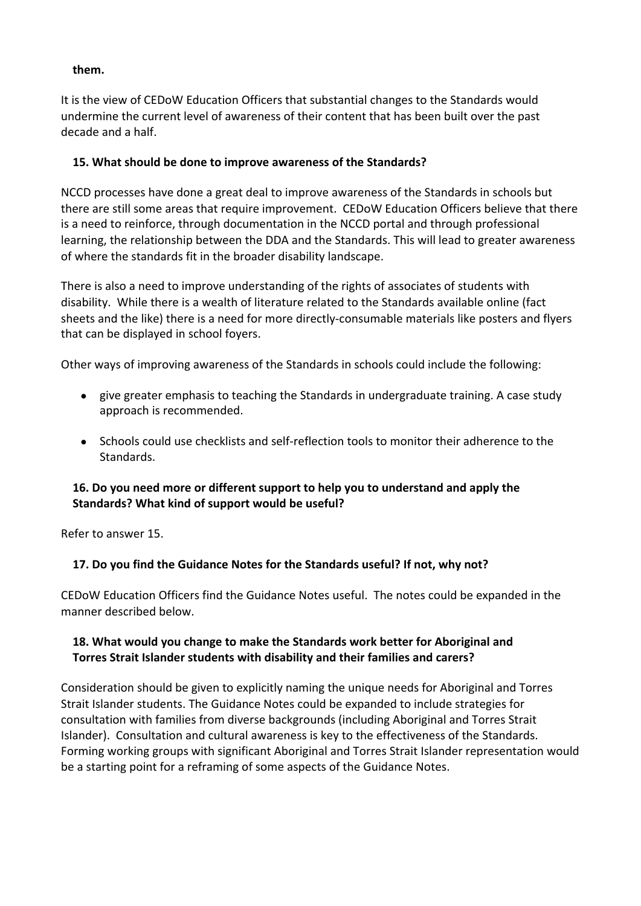**them.**

It is the view of CEDoW Education Officers that substantial changes to the Standards would undermine the current level of awareness of their content that has been built over the past decade and a half.

**15. What should be done to improve awareness of the Standards?**

NCCD processes have done a great deal to improve awareness of the Standards in schools but there are still some areas that require improvement. CEDoW Education Officers believe that there is a need to reinforce, through documentation in the NCCD portal and through professional learning, the relationship between the DDA and the Standards. This will lead to greater awareness of where the standards fit in the broader disability landscape.

There is also a need to improve understanding of the rights of associates of students with disability. While there is a wealth of literature related to the Standards available online (fact sheets and the like) there is a need for more directly-consumable materials like posters and flyers that can be displayed in school foyers.

Other ways of improving awareness of the Standards in schools could include the following:

- give greater emphasis to teaching the Standards in undergraduate training. A case study approach is recommended.
- Schools could use checklists and self-reflection tools to monitor their adherence to the Standards.

**16. Do you need more or different support to help you to understand and apply the Standards? What kind of support would be useful?**

Refer to answer 15.

**17. Do you find the Guidance Notes for the Standards useful? If not, why not?**

CEDoW Education Officers find the Guidance Notes useful. The notes could be expanded in the manner described below.

**18. What would you change to make the Standards work better for Aboriginal and Torres Strait Islander students with disability and their families and carers?**

Consideration should be given to explicitly naming the unique needs for Aboriginal and Torres Strait Islander students. The Guidance Notes could be expanded to include strategies for consultation with families from diverse backgrounds (including Aboriginal and Torres Strait Islander). Consultation and cultural awareness is key to the effectiveness of the Standards. Forming working groups with significant Aboriginal and Torres Strait Islander representation would be a starting point for a reframing of some aspects of the Guidance Notes.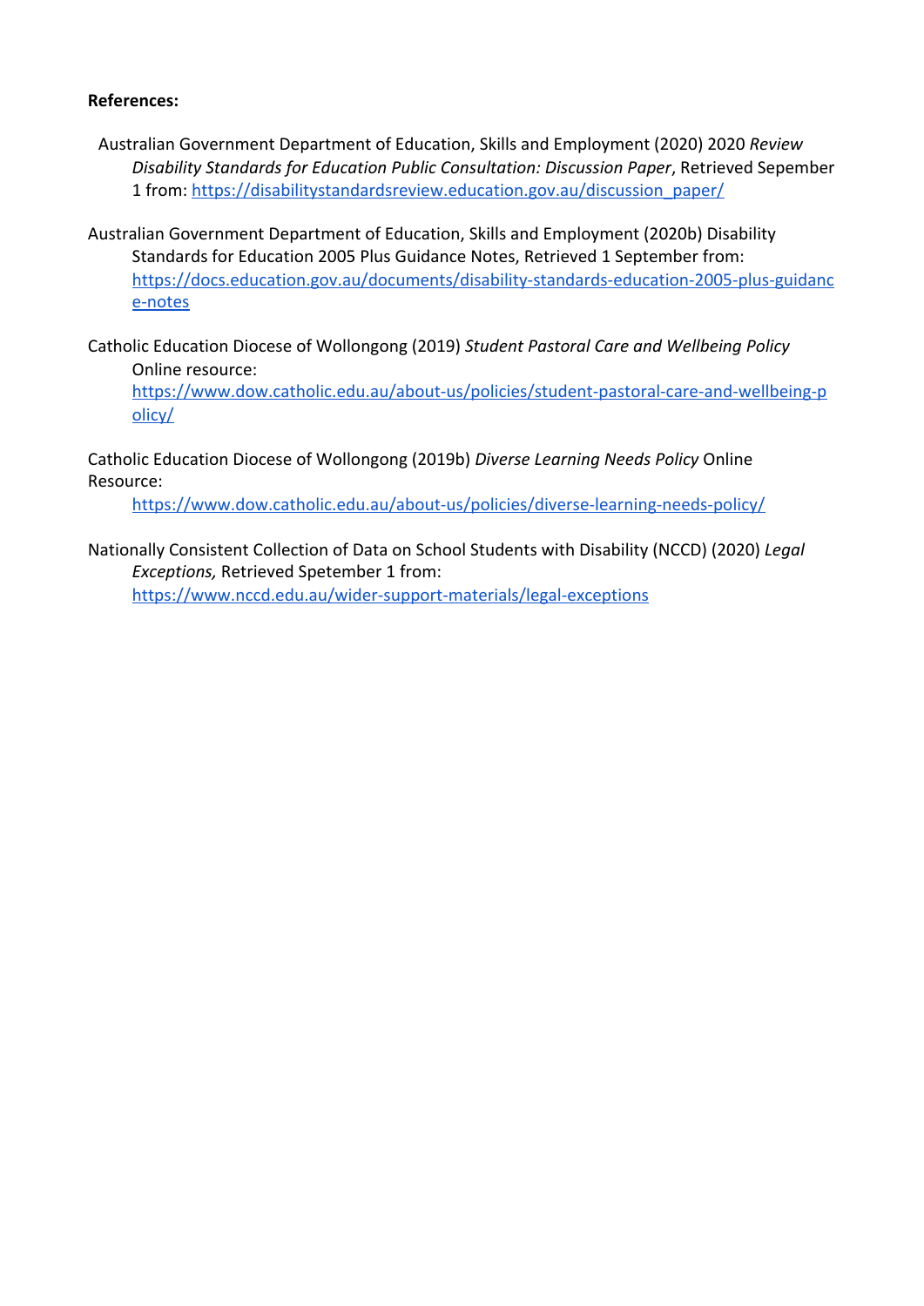**References:**

Australian Government Department of Education, Skills and Employment (2020) 2020 *Review Disability Standards for Education Public Consultation: Discussion Paper*, Retrieved September 1 from: https://disabilitystandardsreview.education.gov.au/discussion_paper/

Australian Government Department of Education, Skills and Employment (2020b) Disability Standards for Education 2005 Plus Guidance Notes, Retrieved 1 September from: https://docs.education.gov.au/documents/disability-standards-education-2005-plus-guidance-notes

Catholic Education Diocese of Wollongong (2019) *Student Pastoral Care and Wellbeing Policy* Online resource: https://www.dow.catholic.edu.au/about-us/policies/student-pastoral-care-and-wellbeing-policy/

Catholic Education Diocese of Wollongong (2019b) *Diverse Learning Needs Policy* Online Resource: https://www.dow.catholic.edu.au/about-us/policies/diverse-learning-needs-policy/

Nationally Consistent Collection of Data on School Students with Disability (NCCD) (2020) *Legal Exceptions,* Retrieved Spetember 1 from: https://www.nccd.edu.au/wider-support-materials/legal-exceptions